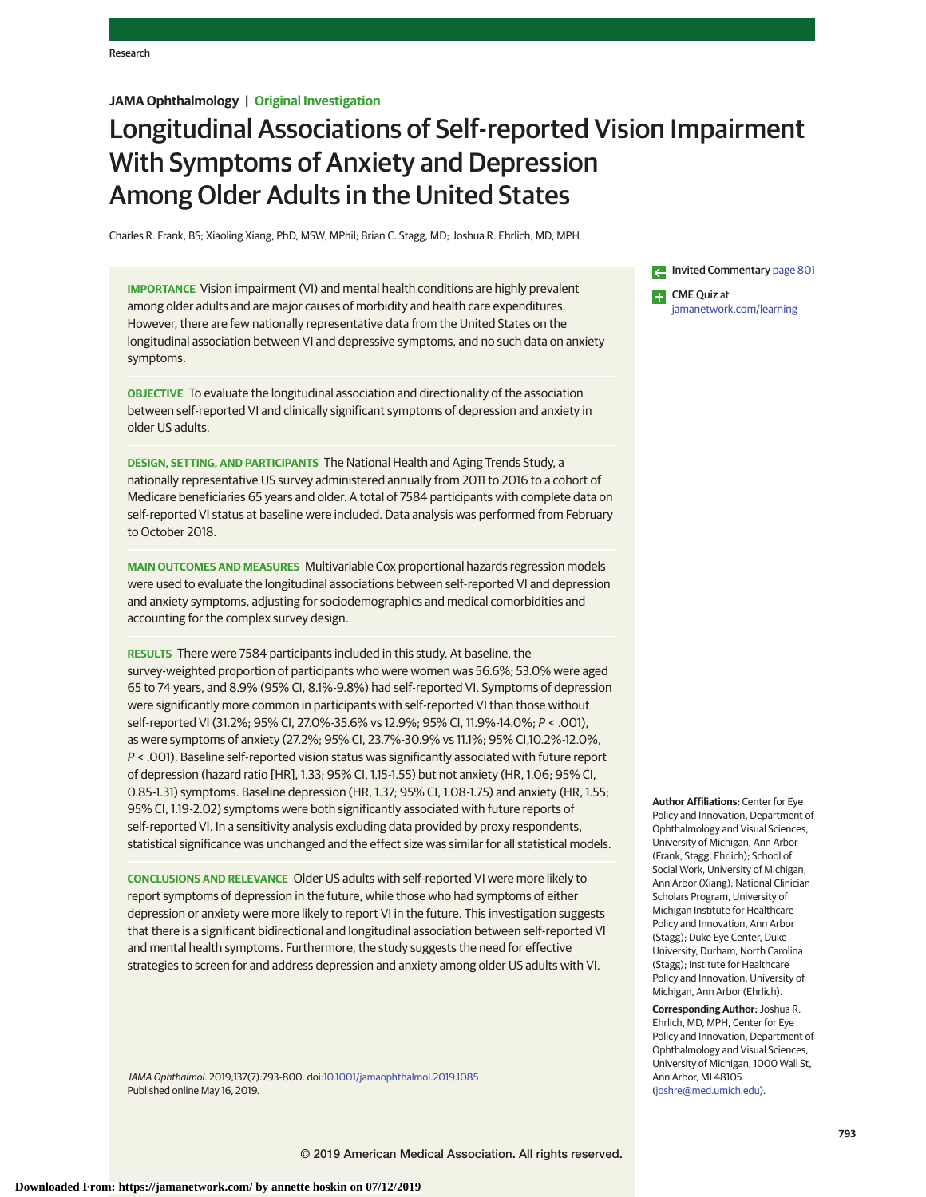# Longitudinal Associations of Self-reported Vision Impairment With Symptoms of Anxiety and Depression Among Older Adults in the United States

Charles R. Frank, BS; Xiaoling Xiang, PhD, MSW, MPhil; Brian C. Stagg, MD; Joshua R. Ehrlich, MD, MPH

**IMPORTANCE** Vision impairment (VI) and mental health conditions are highly prevalent among older adults and are major causes of morbidity and health care expenditures. However, there are few nationally representative data from the United States on the longitudinal association between VI and depressive symptoms, and no such data on anxiety symptoms.

**OBJECTIVE** To evaluate the longitudinal association and directionality of the association between self-reported VI and clinically significant symptoms of depression and anxiety in older US adults.

**DESIGN, SETTING, AND PARTICIPANTS** The National Health and Aging Trends Study, a nationally representative US survey administered annually from 2011 to 2016 to a cohort of Medicare beneficiaries 65 years and older. A total of 7584 participants with complete data on self-reported VI status at baseline were included. Data analysis was performed from February to October 2018.

**MAIN OUTCOMES AND MEASURES** Multivariable Cox proportional hazards regression models were used to evaluate the longitudinal associations between self-reported VI and depression and anxiety symptoms, adjusting for sociodemographics and medical comorbidities and accounting for the complex survey design.

**RESULTS** There were 7584 participants included in this study. At baseline, the survey-weighted proportion of participants who were women was 56.6%; 53.0% were aged 65 to 74 years, and 8.9% (95% CI, 8.1%-9.8%) had self-reported VI. Symptoms of depression were significantly more common in participants with self-reported VI than those without self-reported VI (31.2%; 95% CI, 27.0%-35.6% vs 12.9%; 95% CI, 11.9%-14.0%; *P* < .001), as were symptoms of anxiety (27.2%; 95% CI, 23.7%-30.9% vs 11.1%; 95% CI,10.2%-12.0%, *P* < .001). Baseline self-reported vision status was significantly associated with future report of depression (hazard ratio [HR], 1.33; 95% CI, 1.15-1.55) but not anxiety (HR, 1.06; 95% CI, 0.85-1.31) symptoms. Baseline depression (HR, 1.37; 95% CI, 1.08-1.75) and anxiety (HR, 1.55; 95% CI, 1.19-2.02) symptoms were both significantly associated with future reports of self-reported VI. In a sensitivity analysis excluding data provided by proxy respondents, statistical significance was unchanged and the effect size was similar for all statistical models.

**CONCLUSIONS AND RELEVANCE** Older US adults with self-reported VI were more likely to report symptoms of depression in the future, while those who had symptoms of either depression or anxiety were more likely to report VI in the future. This investigation suggests that there is a significant bidirectional and longitudinal association between self-reported VI and mental health symptoms. Furthermore, the study suggests the need for effective strategies to screen for and address depression and anxiety among older US adults with VI.

*JAMA Ophthalmol*. 2019;137(7):793-800. doi:10.1001/jamaophthalmol.2019.1085
Published online May 16, 2019.

Invited Commentary page 801

CME Quiz at jamanetwork.com/learning

**Author Affiliations:** Center for Eye Policy and Innovation, Department of Ophthalmology and Visual Sciences, University of Michigan, Ann Arbor (Frank, Stagg, Ehrlich); School of Social Work, University of Michigan, Ann Arbor (Xiang); National Clinician Scholars Program, University of Michigan Institute for Healthcare Policy and Innovation, Ann Arbor (Stagg); Duke Eye Center, Duke University, Durham, North Carolina (Stagg); Institute for Healthcare Policy and Innovation, University of Michigan, Ann Arbor (Ehrlich).

**Corresponding Author:** Joshua R. Ehrlich, MD, MPH, Center for Eye Policy and Innovation, Department of Ophthalmology and Visual Sciences, University of Michigan, 1000 Wall St, Ann Arbor, MI 48105 (joshre@med.umich.edu).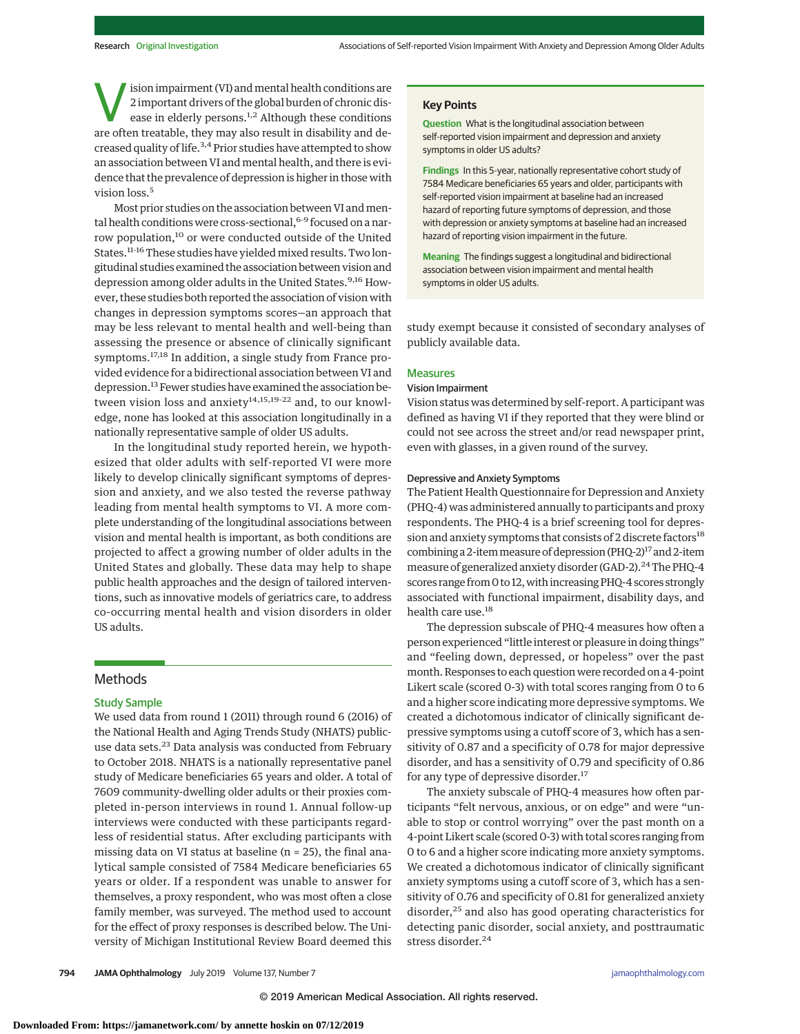Vision impairment (VI) and mental health conditions are 2 important drivers of the global burden of chronic disease in elderly persons.[1,2] Although these conditions are often treatable, they may also result in disability and decreased quality of life.[3,4] Prior studies have attempted to show an association between VI and mental health, and there is evidence that the prevalence of depression is higher in those with vision loss.[5]

Most prior studies on the association between VI and mental health conditions were cross-sectional,[6-9] focused on a narrow population,[10] or were conducted outside of the United States.[11-16] These studies have yielded mixed results. Two longitudinal studies examined the association between vision and depression among older adults in the United States.[9,16] However, these studies both reported the association of vision with changes in depression symptoms scores—an approach that may be less relevant to mental health and well-being than assessing the presence or absence of clinically significant symptoms.[17,18] In addition, a single study from France provided evidence for a bidirectional association between VI and depression.[13] Fewer studies have examined the association between vision loss and anxiety[14,15,19-22] and, to our knowledge, none has looked at this association longitudinally in a nationally representative sample of older US adults.

In the longitudinal study reported herein, we hypothesized that older adults with self-reported VI were more likely to develop clinically significant symptoms of depression and anxiety, and we also tested the reverse pathway leading from mental health symptoms to VI. A more complete understanding of the longitudinal associations between vision and mental health is important, as both conditions are projected to affect a growing number of older adults in the United States and globally. These data may help to shape public health approaches and the design of tailored interventions, such as innovative models of geriatrics care, to address co-occurring mental health and vision disorders in older US adults.

> **Key Points**
>
> **Question** What is the longitudinal association between self-reported vision impairment and depression and anxiety symptoms in older US adults?
>
> **Findings** In this 5-year, nationally representative cohort study of 7584 Medicare beneficiaries 65 years and older, participants with self-reported vision impairment at baseline had an increased hazard of reporting future symptoms of depression, and those with depression or anxiety symptoms at baseline had an increased hazard of reporting vision impairment in the future.
>
> **Meaning** The findings suggest a longitudinal and bidirectional association between vision impairment and mental health symptoms in older US adults.

## Methods

### Study Sample

We used data from round 1 (2011) through round 6 (2016) of the National Health and Aging Trends Study (NHATS) public-use data sets.[23] Data analysis was conducted from February to October 2018. NHATS is a nationally representative panel study of Medicare beneficiaries 65 years and older. A total of 7609 community-dwelling older adults or their proxies completed in-person interviews in round 1. Annual follow-up interviews were conducted with these participants regardless of residential status. After excluding participants with missing data on VI status at baseline (n = 25), the final analytical sample consisted of 7584 Medicare beneficiaries 65 years or older. If a respondent was unable to answer for themselves, a proxy respondent, who was most often a close family member, was surveyed. The method used to account for the effect of proxy responses is described below. The University of Michigan Institutional Review Board deemed this study exempt because it consisted of secondary analyses of publicly available data.

### Measures

#### Vision Impairment

Vision status was determined by self-report. A participant was defined as having VI if they reported that they were blind or could not see across the street and/or read newspaper print, even with glasses, in a given round of the survey.

#### Depressive and Anxiety Symptoms

The Patient Health Questionnaire for Depression and Anxiety (PHQ-4) was administered annually to participants and proxy respondents. The PHQ-4 is a brief screening tool for depression and anxiety symptoms that consists of 2 discrete factors[18] combining a 2-item measure of depression (PHQ-2)[17] and 2-item measure of generalized anxiety disorder (GAD-2).[24] The PHQ-4 scores range from 0 to 12, with increasing PHQ-4 scores strongly associated with functional impairment, disability days, and health care use.[18]

The depression subscale of PHQ-4 measures how often a person experienced "little interest or pleasure in doing things" and "feeling down, depressed, or hopeless" over the past month. Responses to each question were recorded on a 4-point Likert scale (scored 0-3) with total scores ranging from 0 to 6 and a higher score indicating more depressive symptoms. We created a dichotomous indicator of clinically significant depressive symptoms using a cutoff score of 3, which has a sensitivity of 0.87 and a specificity of 0.78 for major depressive disorder, and has a sensitivity of 0.79 and specificity of 0.86 for any type of depressive disorder.[17]

The anxiety subscale of PHQ-4 measures how often participants "felt nervous, anxious, or on edge" and were "unable to stop or control worrying" over the past month on a 4-point Likert scale (scored 0-3) with total scores ranging from 0 to 6 and a higher score indicating more anxiety symptoms. We created a dichotomous indicator of clinically significant anxiety symptoms using a cutoff score of 3, which has a sensitivity of 0.76 and specificity of 0.81 for generalized anxiety disorder,[25] and also has good operating characteristics for detecting panic disorder, social anxiety, and posttraumatic stress disorder.[24]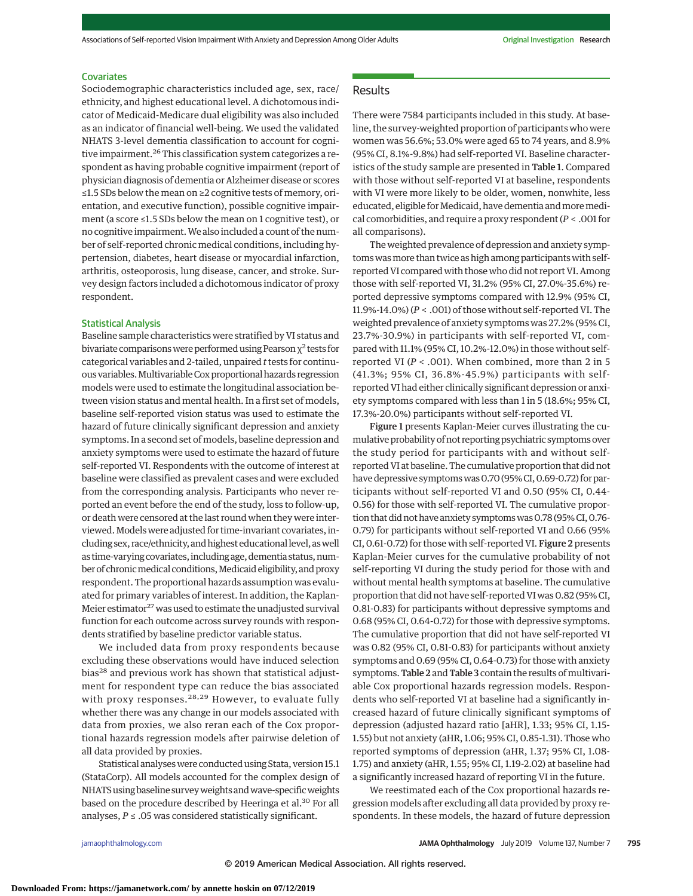### Covariates

Sociodemographic characteristics included age, sex, race/ethnicity, and highest educational level. A dichotomous indicator of Medicaid-Medicare dual eligibility was also included as an indicator of financial well-being. We used the validated NHATS 3-level dementia classification to account for cognitive impairment.[26] This classification system categorizes a respondent as having probable cognitive impairment (report of physician diagnosis of dementia or Alzheimer disease or scores ≤1.5 SDs below the mean on ≥2 cognitive tests of memory, orientation, and executive function), possible cognitive impairment (a score ≤1.5 SDs below the mean on 1 cognitive test), or no cognitive impairment. We also included a count of the number of self-reported chronic medical conditions, including hypertension, diabetes, heart disease or myocardial infarction, arthritis, osteoporosis, lung disease, cancer, and stroke. Survey design factors included a dichotomous indicator of proxy respondent.

### Statistical Analysis

Baseline sample characteristics were stratified by VI status and bivariate comparisons were performed using Pearson $\chi^2$ tests for categorical variables and 2-tailed, unpaired *t* tests for continuous variables. Multivariable Cox proportional hazards regression models were used to estimate the longitudinal association between vision status and mental health. In a first set of models, baseline self-reported vision status was used to estimate the hazard of future clinically significant depression and anxiety symptoms. In a second set of models, baseline depression and anxiety symptoms were used to estimate the hazard of future self-reported VI. Respondents with the outcome of interest at baseline were classified as prevalent cases and were excluded from the corresponding analysis. Participants who never reported an event before the end of the study, loss to follow-up, or death were censored at the last round when they were interviewed. Models were adjusted for time-invariant covariates, including sex, race/ethnicity, and highest educational level, as well as time-varying covariates, including age, dementia status, number of chronic medical conditions, Medicaid eligibility, and proxy respondent. The proportional hazards assumption was evaluated for primary variables of interest. In addition, the Kaplan-Meier estimator[27] was used to estimate the unadjusted survival function for each outcome across survey rounds with respondents stratified by baseline predictor variable status.

We included data from proxy respondents because excluding these observations would have induced selection bias[28] and previous work has shown that statistical adjustment for respondent type can reduce the bias associated with proxy responses.[28,29] However, to evaluate fully whether there was any change in our models associated with data from proxies, we also reran each of the Cox proportional hazards regression models after pairwise deletion of all data provided by proxies.

Statistical analyses were conducted using Stata, version 15.1 (StataCorp). All models accounted for the complex design of NHATS using baseline survey weights and wave-specific weights based on the procedure described by Heeringa et al.[30] For all analyses, $P \leq .05$ was considered statistically significant.

## Results

There were 7584 participants included in this study. At baseline, the survey-weighted proportion of participants who were women was 56.6%; 53.0% were aged 65 to 74 years, and 8.9% (95% CI, 8.1%-9.8%) had self-reported VI. Baseline characteristics of the study sample are presented in **Table 1**. Compared with those without self-reported VI at baseline, respondents with VI were more likely to be older, women, nonwhite, less educated, eligible for Medicaid, have dementia and more medical comorbidities, and require a proxy respondent ($P < .001$ for all comparisons).

The weighted prevalence of depression and anxiety symptoms was more than twice as high among participants with self-reported VI compared with those who did not report VI. Among those with self-reported VI, 31.2% (95% CI, 27.0%-35.6%) reported depressive symptoms compared with 12.9% (95% CI, 11.9%-14.0%) ($P < .001$) of those without self-reported VI. The weighted prevalence of anxiety symptoms was 27.2% (95% CI, 23.7%-30.9%) in participants with self-reported VI, compared with 11.1% (95% CI, 10.2%-12.0%) in those without self-reported VI ($P < .001$). When combined, more than 2 in 5 (41.3%; 95% CI, 36.8%-45.9%) participants with self-reported VI had either clinically significant depression or anxiety symptoms compared with less than 1 in 5 (18.6%; 95% CI, 17.3%-20.0%) participants without self-reported VI.

**Figure 1** presents Kaplan-Meier curves illustrating the cumulative probability of not reporting psychiatric symptoms over the study period for participants with and without self-reported VI at baseline. The cumulative proportion that did not have depressive symptoms was 0.70 (95% CI, 0.69-0.72) for participants without self-reported VI and 0.50 (95% CI, 0.44-0.56) for those with self-reported VI. The cumulative proportion that did not have anxiety symptoms was 0.78 (95% CI, 0.76-0.79) for participants without self-reported VI and 0.66 (95% CI, 0.61-0.72) for those with self-reported VI. **Figure 2** presents Kaplan-Meier curves for the cumulative probability of not self-reporting VI during the study period for those with and without mental health symptoms at baseline. The cumulative proportion that did not have self-reported VI was 0.82 (95% CI, 0.81-0.83) for participants without depressive symptoms and 0.68 (95% CI, 0.64-0.72) for those with depressive symptoms. The cumulative proportion that did not have self-reported VI was 0.82 (95% CI, 0.81-0.83) for participants without anxiety symptoms and 0.69 (95% CI, 0.64-0.73) for those with anxiety symptoms. **Table 2** and **Table 3** contain the results of multivariable Cox proportional hazards regression models. Respondents who self-reported VI at baseline had a significantly increased hazard of future clinically significant symptoms of depression (adjusted hazard ratio [aHR], 1.33; 95% CI, 1.15-1.55) but not anxiety (aHR, 1.06; 95% CI, 0.85-1.31). Those who reported symptoms of depression (aHR, 1.37; 95% CI, 1.08-1.75) and anxiety (aHR, 1.55; 95% CI, 1.19-2.02) at baseline had a significantly increased hazard of reporting VI in the future.

We reestimated each of the Cox proportional hazards regression models after excluding all data provided by proxy respondents. In these models, the hazard of future depression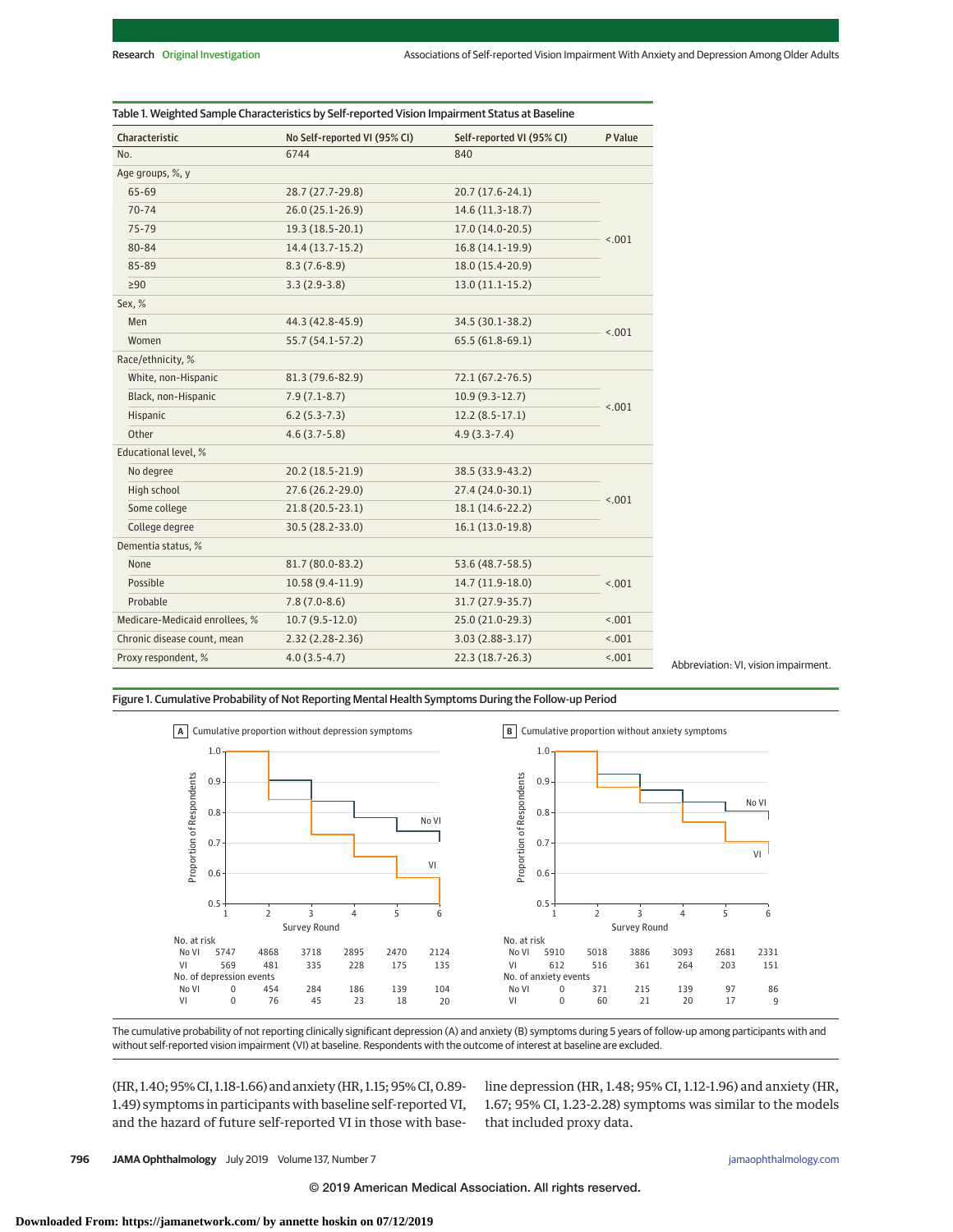Table 1. Weighted Sample Characteristics by Self-reported Vision Impairment Status at Baseline

| Characteristic | No Self-reported VI (95% CI) | Self-reported VI (95% CI) | *P* Value |
|---|---|---|---|
| No. | 6744 | 840 | |
| Age groups, %, y | | | |
| 65-69 | 28.7 (27.7-29.8) | 20.7 (17.6-24.1) | <.001 |
| 70-74 | 26.0 (25.1-26.9) | 14.6 (11.3-18.7) | |
| 75-79 | 19.3 (18.5-20.1) | 17.0 (14.0-20.5) | |
| 80-84 | 14.4 (13.7-15.2) | 16.8 (14.1-19.9) | |
| 85-89 | 8.3 (7.6-8.9) | 18.0 (15.4-20.9) | |
| ≥90 | 3.3 (2.9-3.8) | 13.0 (11.1-15.2) | |
| Sex, % | | | |
| Men | 44.3 (42.8-45.9) | 34.5 (30.1-38.2) | <.001 |
| Women | 55.7 (54.1-57.2) | 65.5 (61.8-69.1) | |
| Race/ethnicity, % | | | |
| White, non-Hispanic | 81.3 (79.6-82.9) | 72.1 (67.2-76.5) | <.001 |
| Black, non-Hispanic | 7.9 (7.1-8.7) | 10.9 (9.3-12.7) | |
| Hispanic | 6.2 (5.3-7.3) | 12.2 (8.5-17.1) | |
| Other | 4.6 (3.7-5.8) | 4.9 (3.3-7.4) | |
| Educational level, % | | | |
| No degree | 20.2 (18.5-21.9) | 38.5 (33.9-43.2) | <.001 |
| High school | 27.6 (26.2-29.0) | 27.4 (24.0-30.1) | |
| Some college | 21.8 (20.5-23.1) | 18.1 (14.6-22.2) | |
| College degree | 30.5 (28.2-33.0) | 16.1 (13.0-19.8) | |
| Dementia status, % | | | |
| None | 81.7 (80.0-83.2) | 53.6 (48.7-58.5) | <.001 |
| Possible | 10.58 (9.4-11.9) | 14.7 (11.9-18.0) | |
| Probable | 7.8 (7.0-8.6) | 31.7 (27.9-35.7) | |
| Medicare-Medicaid enrollees, % | 10.7 (9.5-12.0) | 25.0 (21.0-29.3) | <.001 |
| Chronic disease count, mean | 2.32 (2.28-2.36) | 3.03 (2.88-3.17) | <.001 |
| Proxy respondent, % | 4.0 (3.5-4.7) | 22.3 (18.7-26.3) | <.001 |

Abbreviation: VI, vision impairment.

Figure 1. Cumulative Probability of Not Reporting Mental Health Symptoms During the Follow-up Period

A Cumulative proportion without depression symptoms

| | 1 | 2 | 3 | 4 | 5 | 6 |
|---|---|---|---|---|---|---|
| No. at risk | | | | | | |
| No VI | 5747 | 4868 | 3718 | 2895 | 2470 | 2124 |
| VI | 569 | 481 | 335 | 228 | 175 | 135 |
| No. of depression events | | | | | | |
| No VI | 0 | 454 | 284 | 186 | 139 | 104 |
| VI | 0 | 76 | 45 | 23 | 18 | 20 |

B Cumulative proportion without anxiety symptoms

| | 1 | 2 | 3 | 4 | 5 | 6 |
|---|---|---|---|---|---|---|
| No. at risk | | | | | | |
| No VI | 5910 | 5018 | 3886 | 3093 | 2681 | 2331 |
| VI | 612 | 516 | 361 | 264 | 203 | 151 |
| No. of anxiety events | | | | | | |
| No VI | 0 | 371 | 215 | 139 | 97 | 86 |
| VI | 0 | 60 | 21 | 20 | 17 | 9 |

The cumulative probability of not reporting clinically significant depression (A) and anxiety (B) symptoms during 5 years of follow-up among participants with and without self-reported vision impairment (VI) at baseline. Respondents with the outcome of interest at baseline are excluded.

(HR, 1.40; 95% CI, 1.18-1.66) and anxiety (HR, 1.15; 95% CI, 0.89-1.49) symptoms in participants with baseline self-reported VI, and the hazard of future self-reported VI in those with baseline depression (HR, 1.48; 95% CI, 1.12-1.96) and anxiety (HR, 1.67; 95% CI, 1.23-2.28) symptoms was similar to the models that included proxy data.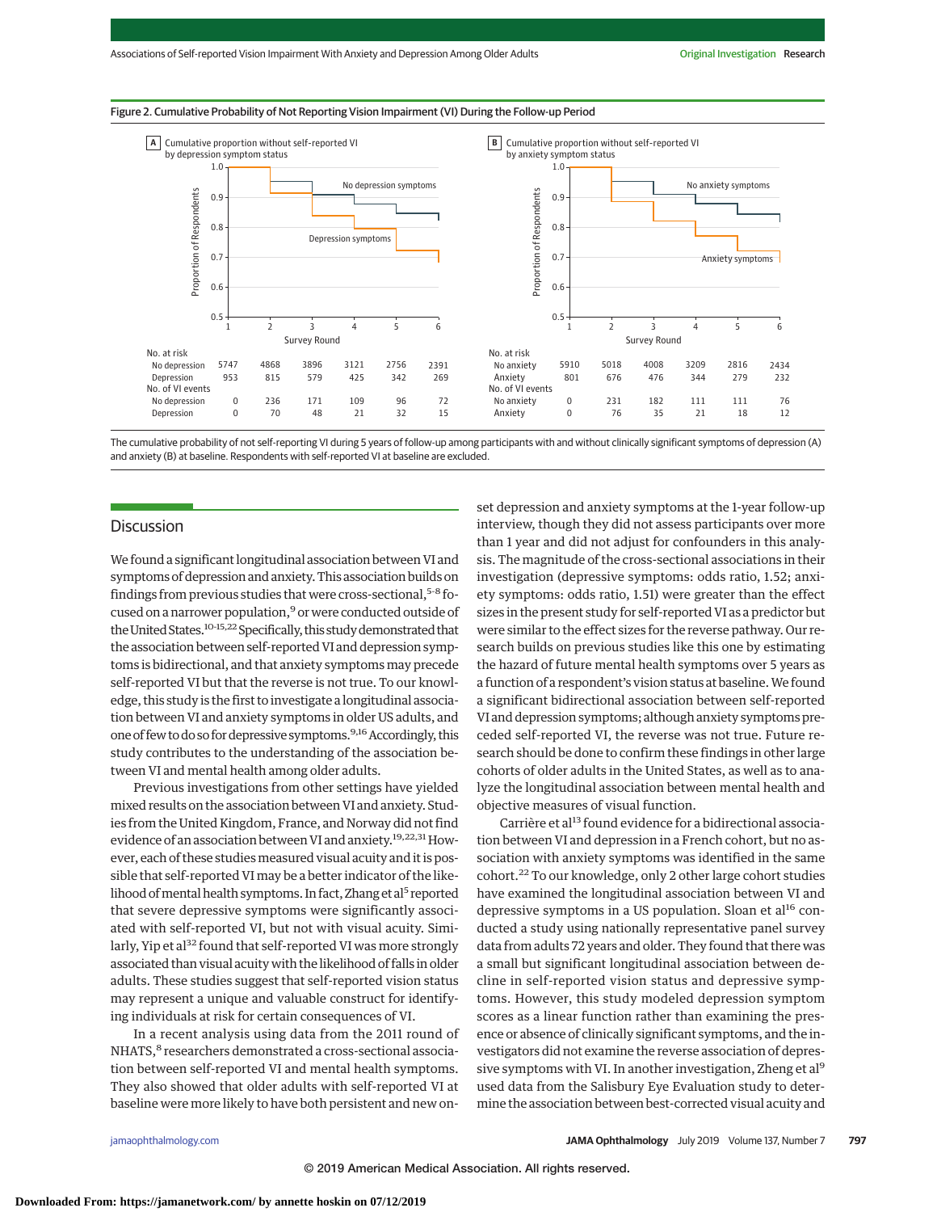Figure 2. Cumulative Probability of Not Reporting Vision Impairment (VI) During the Follow-up Period

A Cumulative proportion without self-reported VI by depression symptom status

B Cumulative proportion without self-reported VI by anxiety symptom status

| No. at risk | 1 | 2 | 3 | 4 | 5 | 6 |
|---|---|---|---|---|---|---|
| No depression | 5747 | 4868 | 3896 | 3121 | 2756 | 2391 |
| Depression | 953 | 815 | 579 | 425 | 342 | 269 |
| **No. of VI events** | | | | | | |
| No depression | 0 | 236 | 171 | 109 | 96 | 72 |
| Depression | 0 | 70 | 48 | 21 | 32 | 15 |

| No. at risk | 1 | 2 | 3 | 4 | 5 | 6 |
|---|---|---|---|---|---|---|
| No anxiety | 5910 | 5018 | 4008 | 3209 | 2816 | 2434 |
| Anxiety | 801 | 676 | 476 | 344 | 279 | 232 |
| **No. of VI events** | | | | | | |
| No anxiety | 0 | 231 | 182 | 111 | 111 | 76 |
| Anxiety | 0 | 76 | 35 | 21 | 18 | 12 |

The cumulative probability of not self-reporting VI during 5 years of follow-up among participants with and without clinically significant symptoms of depression (A) and anxiety (B) at baseline. Respondents with self-reported VI at baseline are excluded.

## Discussion

We found a significant longitudinal association between VI and symptoms of depression and anxiety. This association builds on findings from previous studies that were cross-sectional,[5-8] focused on a narrower population,[9] or were conducted outside of the United States.[10-15,22] Specifically, this study demonstrated that the association between self-reported VI and depression symptoms is bidirectional, and that anxiety symptoms may precede self-reported VI but that the reverse is not true. To our knowledge, this study is the first to investigate a longitudinal association between VI and anxiety symptoms in older US adults, and one of few to do so for depressive symptoms.[9,16] Accordingly, this study contributes to the understanding of the association between VI and mental health among older adults.

Previous investigations from other settings have yielded mixed results on the association between VI and anxiety. Studies from the United Kingdom, France, and Norway did not find evidence of an association between VI and anxiety.[19,22,31] However, each of these studies measured visual acuity and it is possible that self-reported VI may be a better indicator of the likelihood of mental health symptoms. In fact, Zhang et al[5] reported that severe depressive symptoms were significantly associated with self-reported VI, but not with visual acuity. Similarly, Yip et al[32] found that self-reported VI was more strongly associated than visual acuity with the likelihood of falls in older adults. These studies suggest that self-reported vision status may represent a unique and valuable construct for identifying individuals at risk for certain consequences of VI.

In a recent analysis using data from the 2011 round of NHATS,[8] researchers demonstrated a cross-sectional association between self-reported VI and mental health symptoms. They also showed that older adults with self-reported VI at baseline were more likely to have both persistent and new onset depression and anxiety symptoms at the 1-year follow-up interview, though they did not assess participants over more than 1 year and did not adjust for confounders in this analysis. The magnitude of the cross-sectional associations in their investigation (depressive symptoms: odds ratio, 1.52; anxiety symptoms: odds ratio, 1.51) were greater than the effect sizes in the present study for self-reported VI as a predictor but were similar to the effect sizes for the reverse pathway. Our research builds on previous studies like this one by estimating the hazard of future mental health symptoms over 5 years as a function of a respondent's vision status at baseline. We found a significant bidirectional association between self-reported VI and depression symptoms; although anxiety symptoms preceded self-reported VI, the reverse was not true. Future research should be done to confirm these findings in other large cohorts of older adults in the United States, as well as to analyze the longitudinal association between mental health and objective measures of visual function.

Carrière et al[13] found evidence for a bidirectional association between VI and depression in a French cohort, but no association with anxiety symptoms was identified in the same cohort.[22] To our knowledge, only 2 other large cohort studies have examined the longitudinal association between VI and depressive symptoms in a US population. Sloan et al[16] conducted a study using nationally representative panel survey data from adults 72 years and older. They found that there was a small but significant longitudinal association between decline in self-reported vision status and depressive symptoms. However, this study modeled depression symptom scores as a linear function rather than examining the presence or absence of clinically significant symptoms, and the investigators did not examine the reverse association of depressive symptoms with VI. In another investigation, Zheng et al[9] used data from the Salisbury Eye Evaluation study to determine the association between best-corrected visual acuity and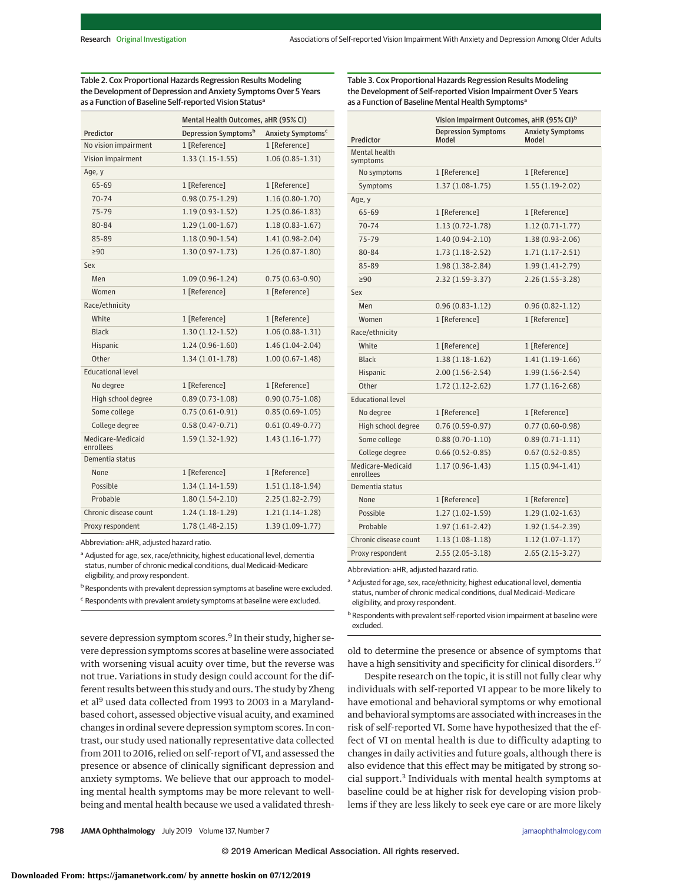Table 2. Cox Proportional Hazards Regression Results Modeling the Development of Depression and Anxiety Symptoms Over 5 Years as a Function of Baseline Self-reported Vision Status[a]

| Predictor | Mental Health Outcomes, aHR (95% CI) | |
|---|---|---|
| | Depression Symptoms[b] | Anxiety Symptoms[c] |
| No vision impairment | 1 [Reference] | 1 [Reference] |
| Vision impairment | 1.33 (1.15-1.55) | 1.06 (0.85-1.31) |
| Age, y | | |
| 65-69 | 1 [Reference] | 1 [Reference] |
| 70-74 | 0.98 (0.75-1.29) | 1.16 (0.80-1.70) |
| 75-79 | 1.19 (0.93-1.52) | 1.25 (0.86-1.83) |
| 80-84 | 1.29 (1.00-1.67) | 1.18 (0.83-1.67) |
| 85-89 | 1.18 (0.90-1.54) | 1.41 (0.98-2.04) |
| ≥90 | 1.30 (0.97-1.73) | 1.26 (0.87-1.80) |
| Sex | | |
| Men | 1.09 (0.96-1.24) | 0.75 (0.63-0.90) |
| Women | 1 [Reference] | 1 [Reference] |
| Race/ethnicity | | |
| White | 1 [Reference] | 1 [Reference] |
| Black | 1.30 (1.12-1.52) | 1.06 (0.88-1.31) |
| Hispanic | 1.24 (0.96-1.60) | 1.46 (1.04-2.04) |
| Other | 1.34 (1.01-1.78) | 1.00 (0.67-1.48) |
| Educational level | | |
| No degree | 1 [Reference] | 1 [Reference] |
| High school degree | 0.89 (0.73-1.08) | 0.90 (0.75-1.08) |
| Some college | 0.75 (0.61-0.91) | 0.85 (0.69-1.05) |
| College degree | 0.58 (0.47-0.71) | 0.61 (0.49-0.77) |
| Medicare-Medicaid enrollees | 1.59 (1.32-1.92) | 1.43 (1.16-1.77) |
| Dementia status | | |
| None | 1 [Reference] | 1 [Reference] |
| Possible | 1.34 (1.14-1.59) | 1.51 (1.18-1.94) |
| Probable | 1.80 (1.54-2.10) | 2.25 (1.82-2.79) |
| Chronic disease count | 1.24 (1.18-1.29) | 1.21 (1.14-1.28) |
| Proxy respondent | 1.78 (1.48-2.15) | 1.39 (1.09-1.77) |

Abbreviation: aHR, adjusted hazard ratio.

[a] Adjusted for age, sex, race/ethnicity, highest educational level, dementia status, number of chronic medical conditions, dual Medicaid-Medicare eligibility, and proxy respondent.

[b] Respondents with prevalent depression symptoms at baseline were excluded.

[c] Respondents with prevalent anxiety symptoms at baseline were excluded.

Table 3. Cox Proportional Hazards Regression Results Modeling the Development of Self-reported Vision Impairment Over 5 Years as a Function of Baseline Mental Health Symptoms[a]

| Predictor | Vision Impairment Outcomes, aHR (95% CI)[b] | |
|---|---|---|
| | Depression Symptoms Model | Anxiety Symptoms Model |
| Mental health symptoms | | |
| No symptoms | 1 [Reference] | 1 [Reference] |
| Symptoms | 1.37 (1.08-1.75) | 1.55 (1.19-2.02) |
| Age, y | | |
| 65-69 | 1 [Reference] | 1 [Reference] |
| 70-74 | 1.13 (0.72-1.78) | 1.12 (0.71-1.77) |
| 75-79 | 1.40 (0.94-2.10) | 1.38 (0.93-2.06) |
| 80-84 | 1.73 (1.18-2.52) | 1.71 (1.17-2.51) |
| 85-89 | 1.98 (1.38-2.84) | 1.99 (1.41-2.79) |
| ≥90 | 2.32 (1.59-3.37) | 2.26 (1.55-3.28) |
| Sex | | |
| Men | 0.96 (0.83-1.12) | 0.96 (0.82-1.12) |
| Women | 1 [Reference] | 1 [Reference] |
| Race/ethnicity | | |
| White | 1 [Reference] | 1 [Reference] |
| Black | 1.38 (1.18-1.62) | 1.41 (1.19-1.66) |
| Hispanic | 2.00 (1.56-2.54) | 1.99 (1.56-2.54) |
| Other | 1.72 (1.12-2.62) | 1.77 (1.16-2.68) |
| Educational level | | |
| No degree | 1 [Reference] | 1 [Reference] |
| High school degree | 0.76 (0.59-0.97) | 0.77 (0.60-0.98) |
| Some college | 0.88 (0.70-1.10) | 0.89 (0.71-1.11) |
| College degree | 0.66 (0.52-0.85) | 0.67 (0.52-0.85) |
| Medicare-Medicaid enrollees | 1.17 (0.96-1.43) | 1.15 (0.94-1.41) |
| Dementia status | | |
| None | 1 [Reference] | 1 [Reference] |
| Possible | 1.27 (1.02-1.59) | 1.29 (1.02-1.63) |
| Probable | 1.97 (1.61-2.42) | 1.92 (1.54-2.39) |
| Chronic disease count | 1.13 (1.08-1.18) | 1.12 (1.07-1.17) |
| Proxy respondent | 2.55 (2.05-3.18) | 2.65 (2.15-3.27) |

Abbreviation: aHR, adjusted hazard ratio.

[a] Adjusted for age, sex, race/ethnicity, highest educational level, dementia status, number of chronic medical conditions, dual Medicaid-Medicare eligibility, and proxy respondent.

[b] Respondents with prevalent self-reported vision impairment at baseline were excluded.

severe depression symptom scores.[9] In their study, higher severe depression symptoms scores at baseline were associated with worsening visual acuity over time, but the reverse was not true. Variations in study design could account for the different results between this study and ours. The study by Zheng et al[9] used data collected from 1993 to 2003 in a Maryland-based cohort, assessed objective visual acuity, and examined changes in ordinal severe depression symptom scores. In contrast, our study used nationally representative data collected from 2011 to 2016, relied on self-report of VI, and assessed the presence or absence of clinically significant depression and anxiety symptoms. We believe that our approach to modeling mental health symptoms may be more relevant to well-being and mental health because we used a validated threshold to determine the presence or absence of symptoms that have a high sensitivity and specificity for clinical disorders.[17]

Despite research on the topic, it is still not fully clear why individuals with self-reported VI appear to be more likely to have emotional and behavioral symptoms or why emotional and behavioral symptoms are associated with increases in the risk of self-reported VI. Some have hypothesized that the effect of VI on mental health is due to difficulty adapting to changes in daily activities and future goals, although there is also evidence that this effect may be mitigated by strong social support.[3] Individuals with mental health symptoms at baseline could be at higher risk for developing vision problems if they are less likely to seek eye care or are more likely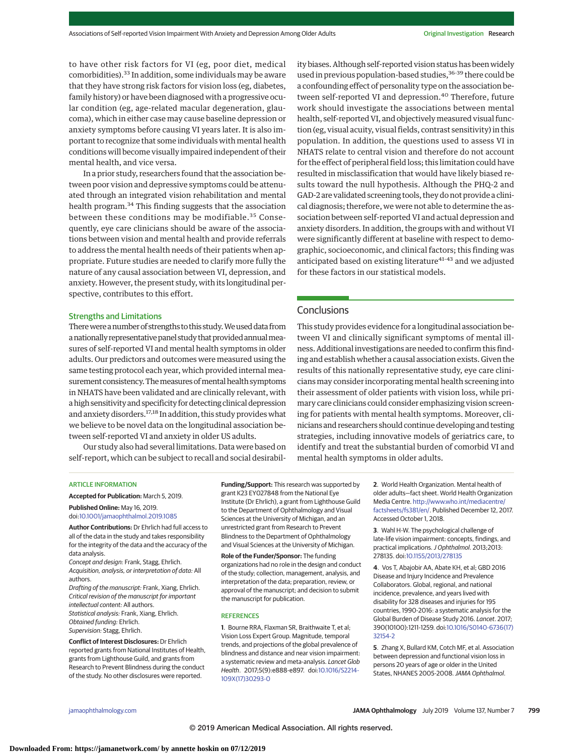to have other risk factors for VI (eg, poor diet, medical comorbidities).[33] In addition, some individuals may be aware that they have strong risk factors for vision loss (eg, diabetes, family history) or have been diagnosed with a progressive ocular condition (eg, age-related macular degeneration, glaucoma), which in either case may cause baseline depression or anxiety symptoms before causing VI years later. It is also important to recognize that some individuals with mental health conditions will become visually impaired independent of their mental health, and vice versa.

In a prior study, researchers found that the association between poor vision and depressive symptoms could be attenuated through an integrated vision rehabilitation and mental health program.[34] This finding suggests that the association between these conditions may be modifiable.[35] Consequently, eye care clinicians should be aware of the associations between vision and mental health and provide referrals to address the mental health needs of their patients when appropriate. Future studies are needed to clarify more fully the nature of any causal association between VI, depression, and anxiety. However, the present study, with its longitudinal perspective, contributes to this effort.

### Strengths and Limitations

There were a number of strengths to this study. We used data from a nationally representative panel study that provided annual measures of self-reported VI and mental health symptoms in older adults. Our predictors and outcomes were measured using the same testing protocol each year, which provided internal measurement consistency. The measures of mental health symptoms in NHATS have been validated and are clinically relevant, with a high sensitivity and specificity for detecting clinical depression and anxiety disorders.[17,18] In addition, this study provides what we believe to be novel data on the longitudinal association between self-reported VI and anxiety in older US adults.

Our study also had several limitations. Data were based on self-report, which can be subject to recall and social desirability biases. Although self-reported vision status has been widely used in previous population-based studies,[36-39] there could be a confounding effect of personality type on the association between self-reported VI and depression.[40] Therefore, future work should investigate the associations between mental health, self-reported VI, and objectively measured visual function (eg, visual acuity, visual fields, contrast sensitivity) in this population. In addition, the questions used to assess VI in NHATS relate to central vision and therefore do not account for the effect of peripheral field loss; this limitation could have resulted in misclassification that would have likely biased results toward the null hypothesis. Although the PHQ-2 and GAD-2 are validated screening tools, they do not provide a clinical diagnosis; therefore, we were not able to determine the association between self-reported VI and actual depression and anxiety disorders. In addition, the groups with and without VI were significantly different at baseline with respect to demographic, socioeconomic, and clinical factors; this finding was anticipated based on existing literature[41-43] and we adjusted for these factors in our statistical models.

## Conclusions

This study provides evidence for a longitudinal association between VI and clinically significant symptoms of mental illness. Additional investigations are needed to confirm this finding and establish whether a causal association exists. Given the results of this nationally representative study, eye care clinicians may consider incorporating mental health screening into their assessment of older patients with vision loss, while primary care clinicians could consider emphasizing vision screening for patients with mental health symptoms. Moreover, clinicians and researchers should continue developing and testing strategies, including innovative models of geriatrics care, to identify and treat the substantial burden of comorbid VI and mental health symptoms in older adults.

### ARTICLE INFORMATION

**Accepted for Publication:** March 5, 2019.

**Published Online:** May 16, 2019. doi:10.1001/jamaophthalmol.2019.1085

**Author Contributions:** Dr Ehrlich had full access to all of the data in the study and takes responsibility for the integrity of the data and the accuracy of the data analysis.
*Concept and design:* Frank, Stagg, Ehrlich.
*Acquisition, analysis, or interpretation of data:* All authors.
*Drafting of the manuscript:* Frank, Xiang, Ehrlich.
*Critical revision of the manuscript for important intellectual content:* All authors.
*Statistical analysis:* Frank, Xiang, Ehrlich.
*Obtained funding:* Ehrlich.
*Supervision:* Stagg, Ehrlich.

**Conflict of Interest Disclosures:** Dr Ehrlich reported grants from National Institutes of Health, grants from Lighthouse Guild, and grants from Research to Prevent Blindness during the conduct of the study. No other disclosures were reported.

**Funding/Support:** This research was supported by grant K23 EY027848 from the National Eye Institute (Dr Ehrlich), a grant from Lighthouse Guild to the Department of Ophthalmology and Visual Sciences at the University of Michigan, and an unrestricted grant from Research to Prevent Blindness to the Department of Ophthalmology and Visual Sciences at the University of Michigan.

**Role of the Funder/Sponsor:** The funding organizations had no role in the design and conduct of the study; collection, management, analysis, and interpretation of the data; preparation, review, or approval of the manuscript; and decision to submit the manuscript for publication.

### REFERENCES

1. Bourne RRA, Flaxman SR, Braithwaite T, et al; Vision Loss Expert Group. Magnitude, temporal trends, and projections of the global prevalence of blindness and distance and near vision impairment: a systematic review and meta-analysis. *Lancet Glob Health*. 2017;5(9):e888-e897. doi:10.1016/S2214-109X(17)30293-0

2. World Health Organization. Mental health of older adults—fact sheet. World Health Organization Media Centre. http://www.who.int/mediacentre/factsheets/fs381/en/. Published December 12, 2017. Accessed October 1, 2018.

3. Wahl H-W. The psychological challenge of late-life vision impairment: concepts, findings, and practical implications. *J Ophthalmol*. 2013;2013:278135. doi:10.1155/2013/278135

4. Vos T, Abajobir AA, Abate KH, et al; GBD 2016 Disease and Injury Incidence and Prevalence Collaborators. Global, regional, and national incidence, prevalence, and years lived with disability for 328 diseases and injuries for 195 countries, 1990-2016: a systematic analysis for the Global Burden of Disease Study 2016. *Lancet*. 2017;390(10100):1211-1259. doi:10.1016/S0140-6736(17)32154-2

5. Zhang X, Bullard KM, Cotch MF, et al. Association between depression and functional vision loss in persons 20 years of age or older in the United States, NHANES 2005-2008. *JAMA Ophthalmol*.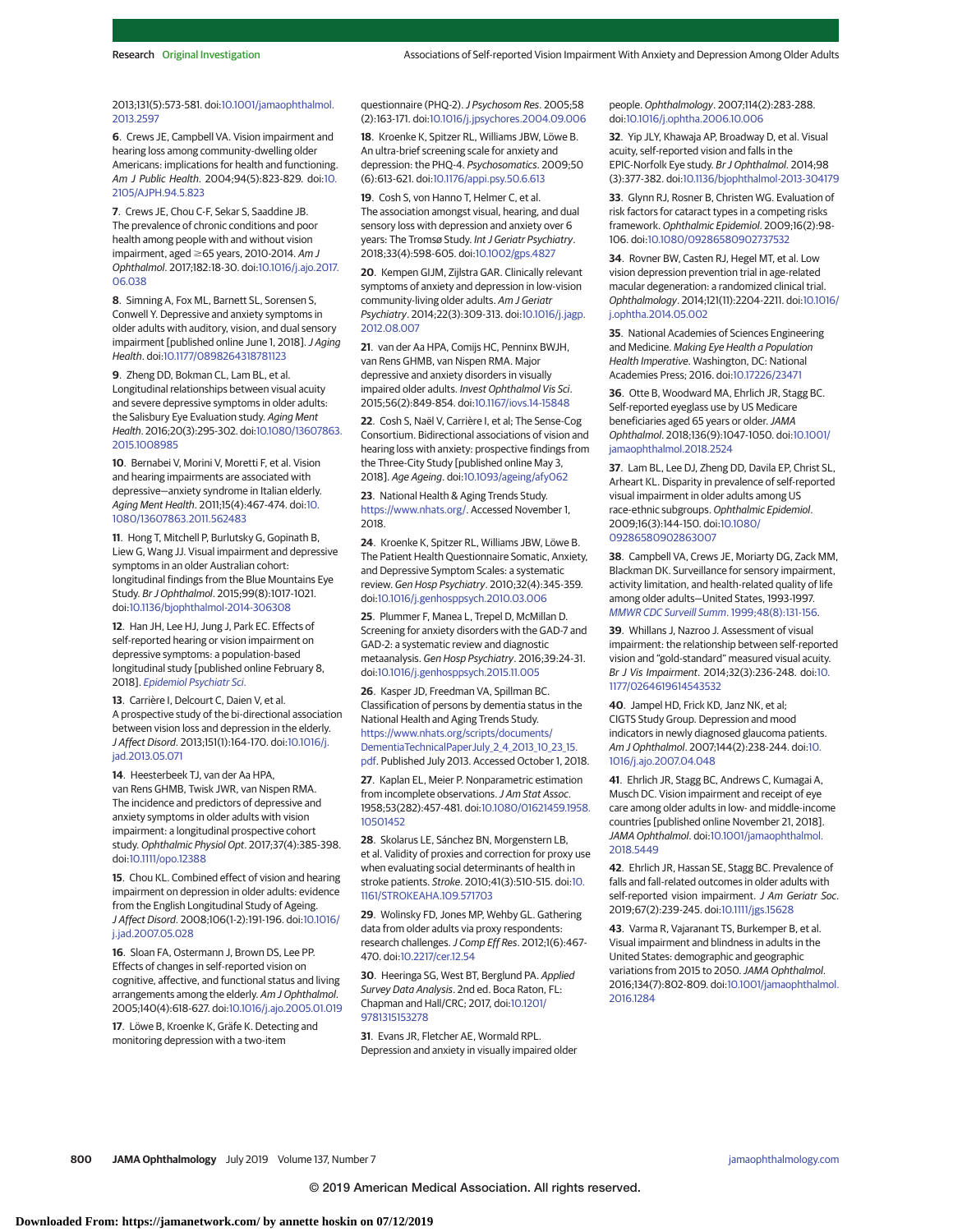2013;131(5):573-581. doi:10.1001/jamaophthalmol.2013.2597

6. Crews JE, Campbell VA. Vision impairment and hearing loss among community-dwelling older Americans: implications for health and functioning. *Am J Public Health*. 2004;94(5):823-829. doi:10.2105/AJPH.94.5.823

7. Crews JE, Chou C-F, Sekar S, Saaddine JB. The prevalence of chronic conditions and poor health among people with and without vision impairment, aged ≥65 years, 2010-2014. *Am J Ophthalmol*. 2017;182:18-30. doi:10.1016/j.ajo.2017.06.038

8. Simning A, Fox ML, Barnett SL, Sorensen S, Conwell Y. Depressive and anxiety symptoms in older adults with auditory, vision, and dual sensory impairment [published online June 1, 2018]. *J Aging Health*. doi:10.1177/0898264318781123

9. Zheng DD, Bokman CL, Lam BL, et al. Longitudinal relationships between visual acuity and severe depressive symptoms in older adults: the Salisbury Eye Evaluation study. *Aging Ment Health*. 2016;20(3):295-302. doi:10.1080/13607863.2015.1008985

10. Bernabei V, Morini V, Moretti F, et al. Vision and hearing impairments are associated with depressive—anxiety syndrome in Italian elderly. *Aging Ment Health*. 2011;15(4):467-474. doi:10.1080/13607863.2011.562483

11. Hong T, Mitchell P, Burlutsky G, Gopinath B, Liew G, Wang JJ. Visual impairment and depressive symptoms in an older Australian cohort: longitudinal findings from the Blue Mountains Eye Study. *Br J Ophthalmol*. 2015;99(8):1017-1021. doi:10.1136/bjophthalmol-2014-306308

12. Han JH, Lee HJ, Jung J, Park EC. Effects of self-reported hearing or vision impairment on depressive symptoms: a population-based longitudinal study [published online February 8, 2018]. *Epidemiol Psychiatr Sci*.

13. Carrière I, Delcourt C, Daien V, et al. A prospective study of the bi-directional association between vision loss and depression in the elderly. *J Affect Disord*. 2013;151(1):164-170. doi:10.1016/j.jad.2013.05.071

14. Heesterbeek TJ, van der Aa HPA, van Rens GHMB, Twisk JWR, van Nispen RMA. The incidence and predictors of depressive and anxiety symptoms in older adults with vision impairment: a longitudinal prospective cohort study. *Ophthalmic Physiol Opt*. 2017;37(4):385-398. doi:10.1111/opo.12388

15. Chou KL. Combined effect of vision and hearing impairment on depression in older adults: evidence from the English Longitudinal Study of Ageing. *J Affect Disord*. 2008;106(1-2):191-196. doi:10.1016/j.jad.2007.05.028

16. Sloan FA, Ostermann J, Brown DS, Lee PP. Effects of changes in self-reported vision on cognitive, affective, and functional status and living arrangements among the elderly. *Am J Ophthalmol*. 2005;140(4):618-627. doi:10.1016/j.ajo.2005.01.019

17. Löwe B, Kroenke K, Gräfe K. Detecting and monitoring depression with a two-item questionnaire (PHQ-2). *J Psychosom Res*. 2005;58(2):163-171. doi:10.1016/j.jpsychores.2004.09.006

18. Kroenke K, Spitzer RL, Williams JBW, Löwe B. An ultra-brief screening scale for anxiety and depression: the PHQ-4. *Psychosomatics*. 2009;50(6):613-621. doi:10.1176/appi.psy.50.6.613

19. Cosh S, von Hanno T, Helmer C, et al. The association amongst visual, hearing, and dual sensory loss with depression and anxiety over 6 years: The Tromsø Study. *Int J Geriatr Psychiatry*. 2018;33(4):598-605. doi:10.1002/gps.4827

20. Kempen GIJM, Zijlstra GAR. Clinically relevant symptoms of anxiety and depression in low-vision community-living older adults. *Am J Geriatr Psychiatry*. 2014;22(3):309-313. doi:10.1016/j.jagp.2012.08.007

21. van der Aa HPA, Comijs HC, Penninx BWJH, van Rens GHMB, van Nispen RMA. Major depressive and anxiety disorders in visually impaired older adults. *Invest Ophthalmol Vis Sci*. 2015;56(2):849-854. doi:10.1167/iovs.14-15848

22. Cosh S, Naël V, Carrière I, et al; The Sense-Cog Consortium. Bidirectional associations of vision and hearing loss with anxiety: prospective findings from the Three-City Study [published online May 3, 2018]. *Age Ageing*. doi:10.1093/ageing/afy062

23. National Health & Aging Trends Study. https://www.nhats.org/. Accessed November 1, 2018.

24. Kroenke K, Spitzer RL, Williams JBW, Löwe B. The Patient Health Questionnaire Somatic, Anxiety, and Depressive Symptom Scales: a systematic review. *Gen Hosp Psychiatry*. 2010;32(4):345-359. doi:10.1016/j.genhosppsych.2010.03.006

25. Plummer F, Manea L, Trepel D, McMillan D. Screening for anxiety disorders with the GAD-7 and GAD-2: a systematic review and diagnostic metaanalysis. *Gen Hosp Psychiatry*. 2016;39:24-31. doi:10.1016/j.genhosppsych.2015.11.005

26. Kasper JD, Freedman VA, Spillman BC. Classification of persons by dementia status in the National Health and Aging Trends Study. https://www.nhats.org/scripts/documents/DementiaTechnicalPaperJuly_2_4_2013_10_23_15.pdf. Published July 2013. Accessed October 1, 2018.

27. Kaplan EL, Meier P. Nonparametric estimation from incomplete observations. *J Am Stat Assoc*. 1958;53(282):457-481. doi:10.1080/01621459.1958.10501452

28. Skolarus LE, Sánchez BN, Morgenstern LB, et al. Validity of proxies and correction for proxy use when evaluating social determinants of health in stroke patients. *Stroke*. 2010;41(3):510-515. doi:10.1161/STROKEAHA.109.571703

29. Wolinsky FD, Jones MP, Wehby GL. Gathering data from older adults via proxy respondents: research challenges. *J Comp Eff Res*. 2012;1(6):467-470. doi:10.2217/cer.12.54

30. Heeringa SG, West BT, Berglund PA. *Applied Survey Data Analysis*. 2nd ed. Boca Raton, FL: Chapman and Hall/CRC; 2017, doi:10.1201/9781315153278

31. Evans JR, Fletcher AE, Wormald RPL. Depression and anxiety in visually impaired older people. *Ophthalmology*. 2007;114(2):283-288. doi:10.1016/j.ophtha.2006.10.006

32. Yip JLY, Khawaja AP, Broadway D, et al. Visual acuity, self-reported vision and falls in the EPIC-Norfolk Eye study. *Br J Ophthalmol*. 2014;98(3):377-382. doi:10.1136/bjophthalmol-2013-304179

33. Glynn RJ, Rosner B, Christen WG. Evaluation of risk factors for cataract types in a competing risks framework. *Ophthalmic Epidemiol*. 2009;16(2):98-106. doi:10.1080/09286580902737532

34. Rovner BW, Casten RJ, Hegel MT, et al. Low vision depression prevention trial in age-related macular degeneration: a randomized clinical trial. *Ophthalmology*. 2014;121(11):2204-2211. doi:10.1016/j.ophtha.2014.05.002

35. National Academies of Sciences Engineering and Medicine. *Making Eye Health a Population Health Imperative*. Washington, DC: National Academies Press; 2016. doi:10.17226/23471

36. Otte B, Woodward MA, Ehrlich JR, Stagg BC. Self-reported eyeglass use by US Medicare beneficiaries aged 65 years or older. *JAMA Ophthalmol*. 2018;136(9):1047-1050. doi:10.1001/jamaophthalmol.2018.2524

37. Lam BL, Lee DJ, Zheng DD, Davila EP, Christ SL, Arheart KL. Disparity in prevalence of self-reported visual impairment in older adults among US race-ethnic subgroups. *Ophthalmic Epidemiol*. 2009;16(3):144-150. doi:10.1080/09286580902863007

38. Campbell VA, Crews JE, Moriarty DG, Zack MM, Blackman DK. Surveillance for sensory impairment, activity limitation, and health-related quality of life among older adults—United States, 1993-1997. *MMWR CDC Surveill Summ*. 1999;48(8):131-156.

39. Whillans J, Nazroo J. Assessment of visual impairment: the relationship between self-reported vision and "gold-standard" measured visual acuity. *Br J Vis Impairment*. 2014;32(3):236-248. doi:10.1177/0264619614543532

40. Jampel HD, Frick KD, Janz NK, et al; CIGTS Study Group. Depression and mood indicators in newly diagnosed glaucoma patients. *Am J Ophthalmol*. 2007;144(2):238-244. doi:10.1016/j.ajo.2007.04.048

41. Ehrlich JR, Stagg BC, Andrews C, Kumagai A, Musch DC. Vision impairment and receipt of eye care among older adults in low- and middle-income countries [published online November 21, 2018]. *JAMA Ophthalmol*. doi:10.1001/jamaophthalmol.2018.5449

42. Ehrlich JR, Hassan SE, Stagg BC. Prevalence of falls and fall-related outcomes in older adults with self-reported vision impairment. *J Am Geriatr Soc*. 2019;67(2):239-245. doi:10.1111/jgs.15628

43. Varma R, Vajaranant TS, Burkemper B, et al. Visual impairment and blindness in adults in the United States: demographic and geographic variations from 2015 to 2050. *JAMA Ophthalmol*. 2016;134(7):802-809. doi:10.1001/jamaophthalmol.2016.1284